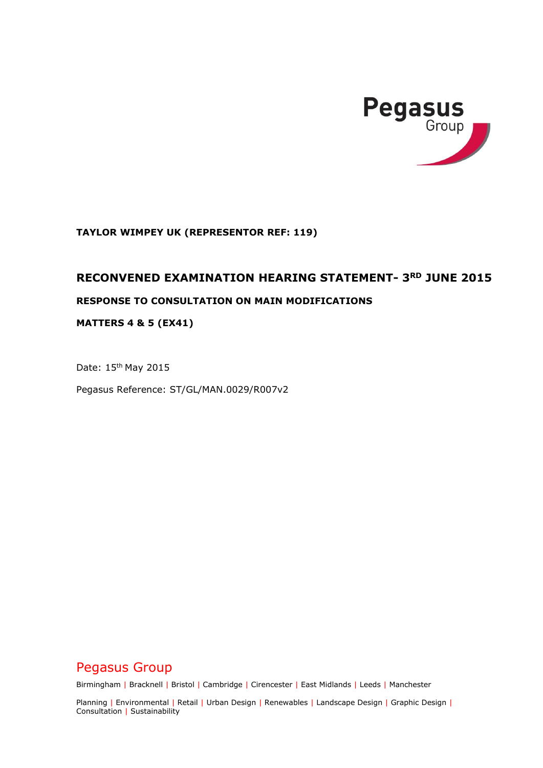Pegasus Group

**TAYLOR WIMPEY UK (REPRESENTOR REF: 119)**

# RECONVENED EXAMINATION HEARING STATEMENT- 3RD JUNE 2015

## RESPONSE TO CONSULTATION ON MAIN MODIFICATIONS

## MATTERS 4 & 5 (EX41)

Date: 15th May 2015

Pegasus Reference: ST/GL/MAN.0029/R007v2

Pegasus Group

Birmingham | Bracknell | Bristol | Cambridge | Cirencester | East Midlands | Leeds | Manchester

Planning | Environmental | Retail | Urban Design | Renewables | Landscape Design | Graphic Design | Consultation | Sustainability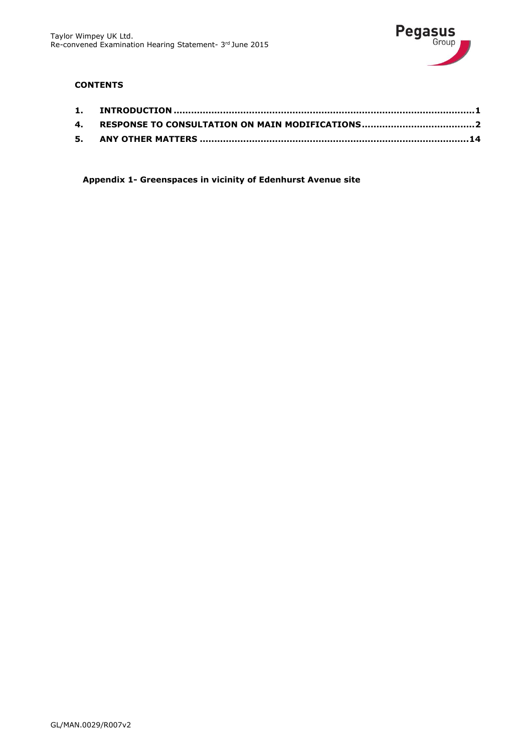**CONTENTS**

1. **INTRODUCTION** ............................................................................................. 1
4. **RESPONSE TO CONSULTATION ON MAIN MODIFICATIONS** .................................... 2
5. **ANY OTHER MATTERS** ................................................................................ 14

**Appendix 1- Greenspaces in vicinity of Edenhurst Avenue site**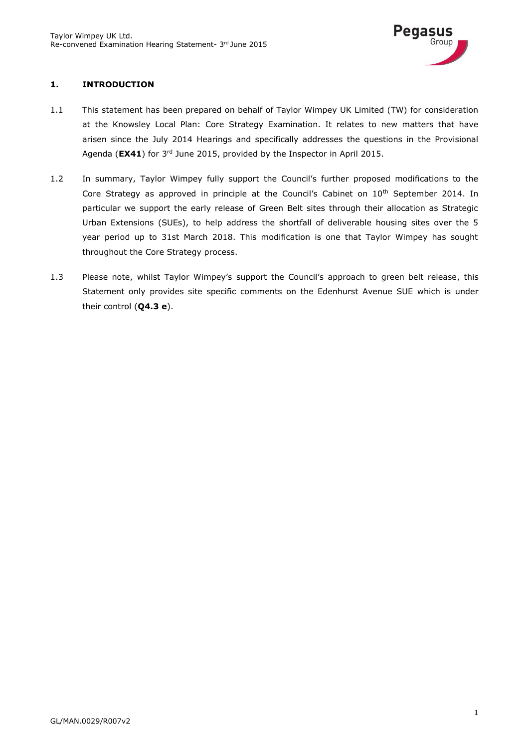## 1. INTRODUCTION

1.1 This statement has been prepared on behalf of Taylor Wimpey UK Limited (TW) for consideration at the Knowsley Local Plan: Core Strategy Examination. It relates to new matters that have arisen since the July 2014 Hearings and specifically addresses the questions in the Provisional Agenda (**EX41**) for 3rd June 2015, provided by the Inspector in April 2015.

1.2 In summary, Taylor Wimpey fully support the Council's further proposed modifications to the Core Strategy as approved in principle at the Council's Cabinet on 10th September 2014. In particular we support the early release of Green Belt sites through their allocation as Strategic Urban Extensions (SUEs), to help address the shortfall of deliverable housing sites over the 5 year period up to 31st March 2018. This modification is one that Taylor Wimpey has sought throughout the Core Strategy process.

1.3 Please note, whilst Taylor Wimpey's support the Council's approach to green belt release, this Statement only provides site specific comments on the Edenhurst Avenue SUE which is under their control (**Q4.3 e**).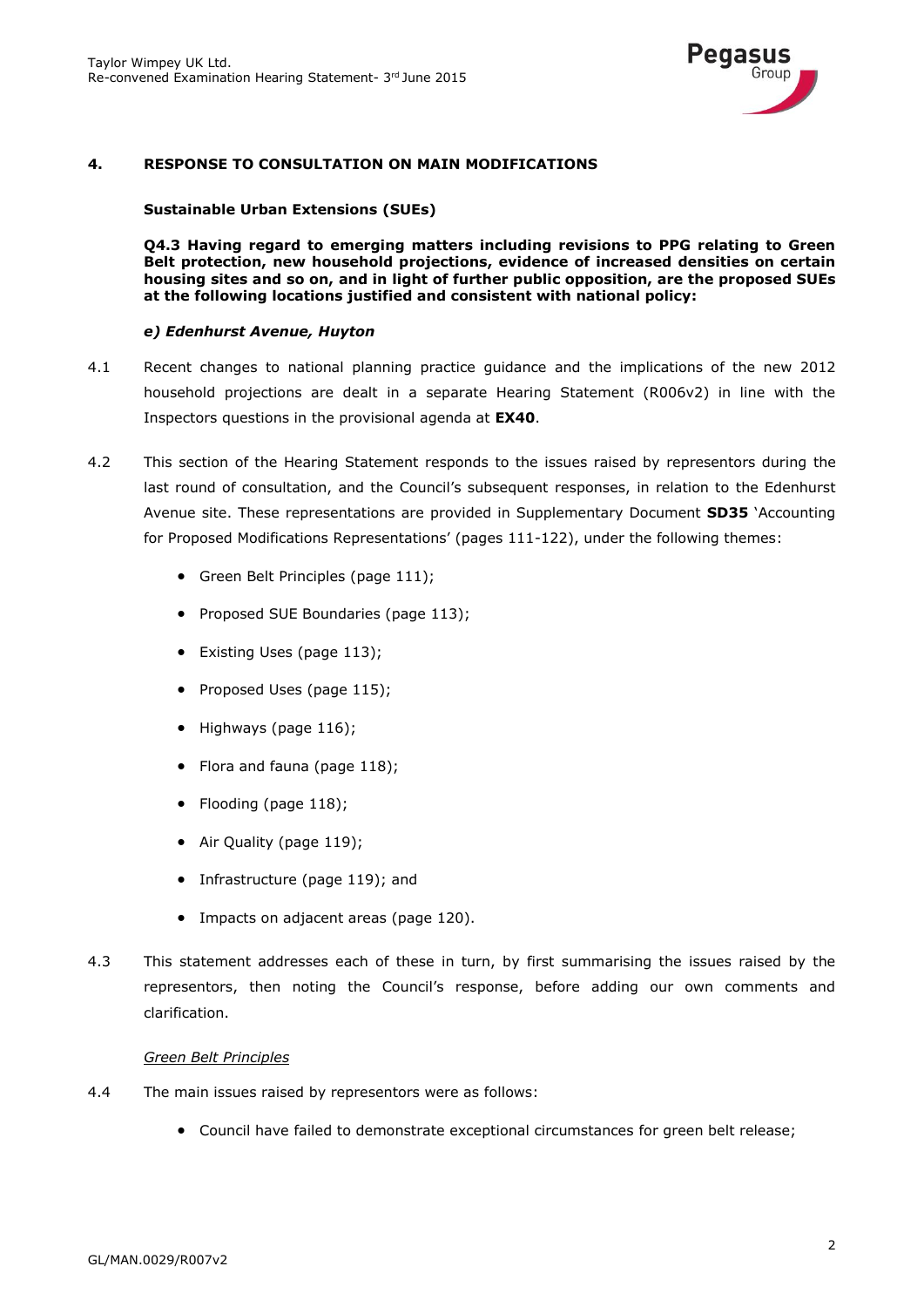## 4. RESPONSE TO CONSULTATION ON MAIN MODIFICATIONS

**Sustainable Urban Extensions (SUEs)**

**Q4.3 Having regard to emerging matters including revisions to PPG relating to Green Belt protection, new household projections, evidence of increased densities on certain housing sites and so on, and in light of further public opposition, are the proposed SUEs at the following locations justified and consistent with national policy:**

***e) Edenhurst Avenue, Huyton***

4.1 Recent changes to national planning practice guidance and the implications of the new 2012 household projections are dealt in a separate Hearing Statement (R006v2) in line with the Inspectors questions in the provisional agenda at **EX40**.

4.2 This section of the Hearing Statement responds to the issues raised by representors during the last round of consultation, and the Council's subsequent responses, in relation to the Edenhurst Avenue site. These representations are provided in Supplementary Document **SD35** 'Accounting for Proposed Modifications Representations' (pages 111-122), under the following themes:

- Green Belt Principles (page 111);
- Proposed SUE Boundaries (page 113);
- Existing Uses (page 113);
- Proposed Uses (page 115);
- Highways (page 116);
- Flora and fauna (page 118);
- Flooding (page 118);
- Air Quality (page 119);
- Infrastructure (page 119); and
- Impacts on adjacent areas (page 120).

4.3 This statement addresses each of these in turn, by first summarising the issues raised by the representors, then noting the Council's response, before adding our own comments and clarification.

*Green Belt Principles*

4.4 The main issues raised by representors were as follows:

- Council have failed to demonstrate exceptional circumstances for green belt release;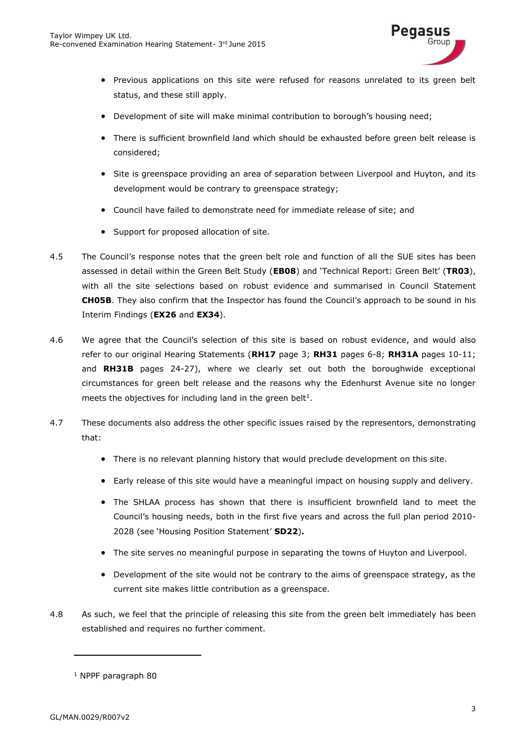- Previous applications on this site were refused for reasons unrelated to its green belt status, and these still apply.
- Development of site will make minimal contribution to borough's housing need;
- There is sufficient brownfield land which should be exhausted before green belt release is considered;
- Site is greenspace providing an area of separation between Liverpool and Huyton, and its development would be contrary to greenspace strategy;
- Council have failed to demonstrate need for immediate release of site; and
- Support for proposed allocation of site.

4.5 The Council's response notes that the green belt role and function of all the SUE sites has been assessed in detail within the Green Belt Study (**EB08**) and 'Technical Report: Green Belt' (**TR03**), with all the site selections based on robust evidence and summarised in Council Statement **CH05B**. They also confirm that the Inspector has found the Council's approach to be sound in his Interim Findings (**EX26** and **EX34**).

4.6 We agree that the Council's selection of this site is based on robust evidence, and would also refer to our original Hearing Statements (**RH17** page 3; **RH31** pages 6-8; **RH31A** pages 10-11; and **RH31B** pages 24-27), where we clearly set out both the boroughwide exceptional circumstances for green belt release and the reasons why the Edenhurst Avenue site no longer meets the objectives for including land in the green belt[1].

4.7 These documents also address the other specific issues raised by the representors, demonstrating that:

- There is no relevant planning history that would preclude development on this site.
- Early release of this site would have a meaningful impact on housing supply and delivery.
- The SHLAA process has shown that there is insufficient brownfield land to meet the Council's housing needs, both in the first five years and across the full plan period 2010-2028 (see 'Housing Position Statement' **SD22**).
- The site serves no meaningful purpose in separating the towns of Huyton and Liverpool.
- Development of the site would not be contrary to the aims of greenspace strategy, as the current site makes little contribution as a greenspace.

4.8 As such, we feel that the principle of releasing this site from the green belt immediately has been established and requires no further comment.

[1] NPPF paragraph 80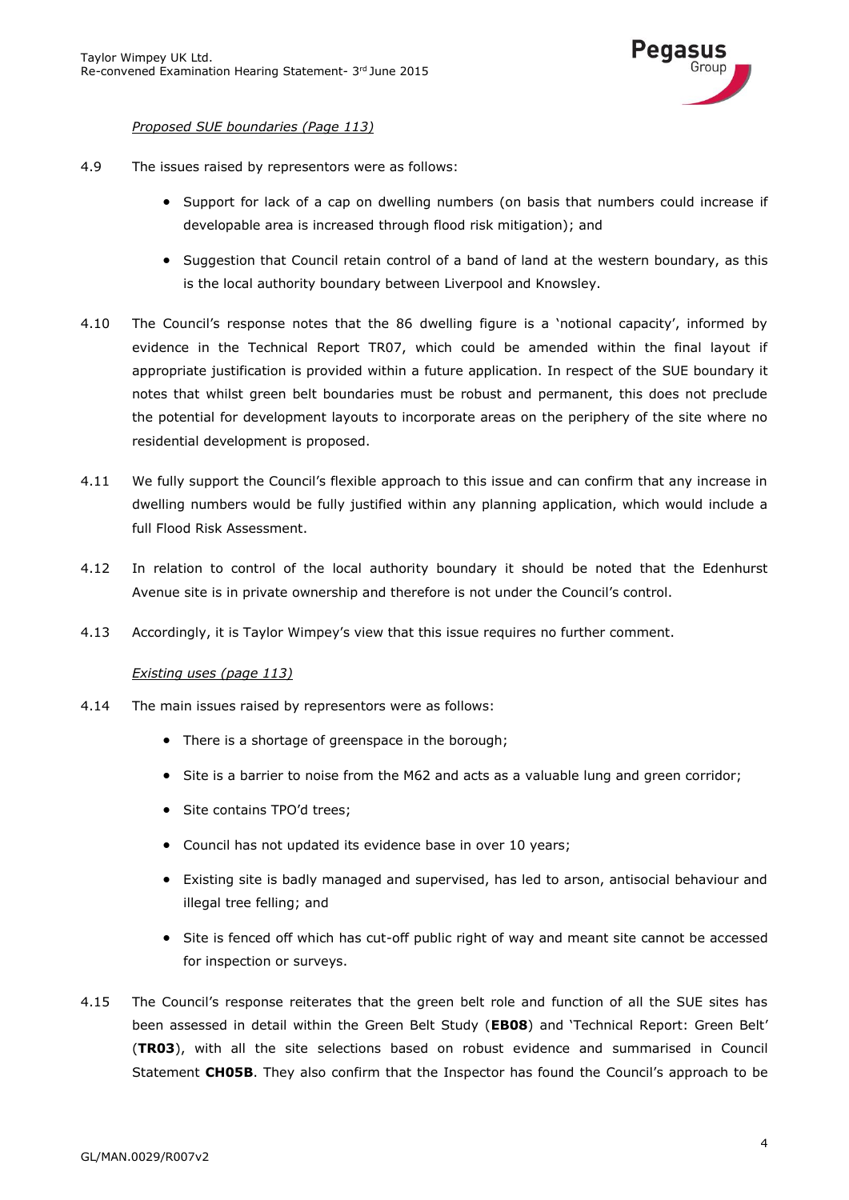*Proposed SUE boundaries (Page 113)*

4.9 The issues raised by representors were as follows:

- Support for lack of a cap on dwelling numbers (on basis that numbers could increase if developable area is increased through flood risk mitigation); and
- Suggestion that Council retain control of a band of land at the western boundary, as this is the local authority boundary between Liverpool and Knowsley.

4.10 The Council's response notes that the 86 dwelling figure is a 'notional capacity', informed by evidence in the Technical Report TR07, which could be amended within the final layout if appropriate justification is provided within a future application. In respect of the SUE boundary it notes that whilst green belt boundaries must be robust and permanent, this does not preclude the potential for development layouts to incorporate areas on the periphery of the site where no residential development is proposed.

4.11 We fully support the Council's flexible approach to this issue and can confirm that any increase in dwelling numbers would be fully justified within any planning application, which would include a full Flood Risk Assessment.

4.12 In relation to control of the local authority boundary it should be noted that the Edenhurst Avenue site is in private ownership and therefore is not under the Council's control.

4.13 Accordingly, it is Taylor Wimpey's view that this issue requires no further comment.

*Existing uses (page 113)*

4.14 The main issues raised by representors were as follows:

- There is a shortage of greenspace in the borough;
- Site is a barrier to noise from the M62 and acts as a valuable lung and green corridor;
- Site contains TPO'd trees;
- Council has not updated its evidence base in over 10 years;
- Existing site is badly managed and supervised, has led to arson, antisocial behaviour and illegal tree felling; and
- Site is fenced off which has cut-off public right of way and meant site cannot be accessed for inspection or surveys.

4.15 The Council's response reiterates that the green belt role and function of all the SUE sites has been assessed in detail within the Green Belt Study (**EB08**) and 'Technical Report: Green Belt' (**TR03**), with all the site selections based on robust evidence and summarised in Council Statement **CH05B**. They also confirm that the Inspector has found the Council's approach to be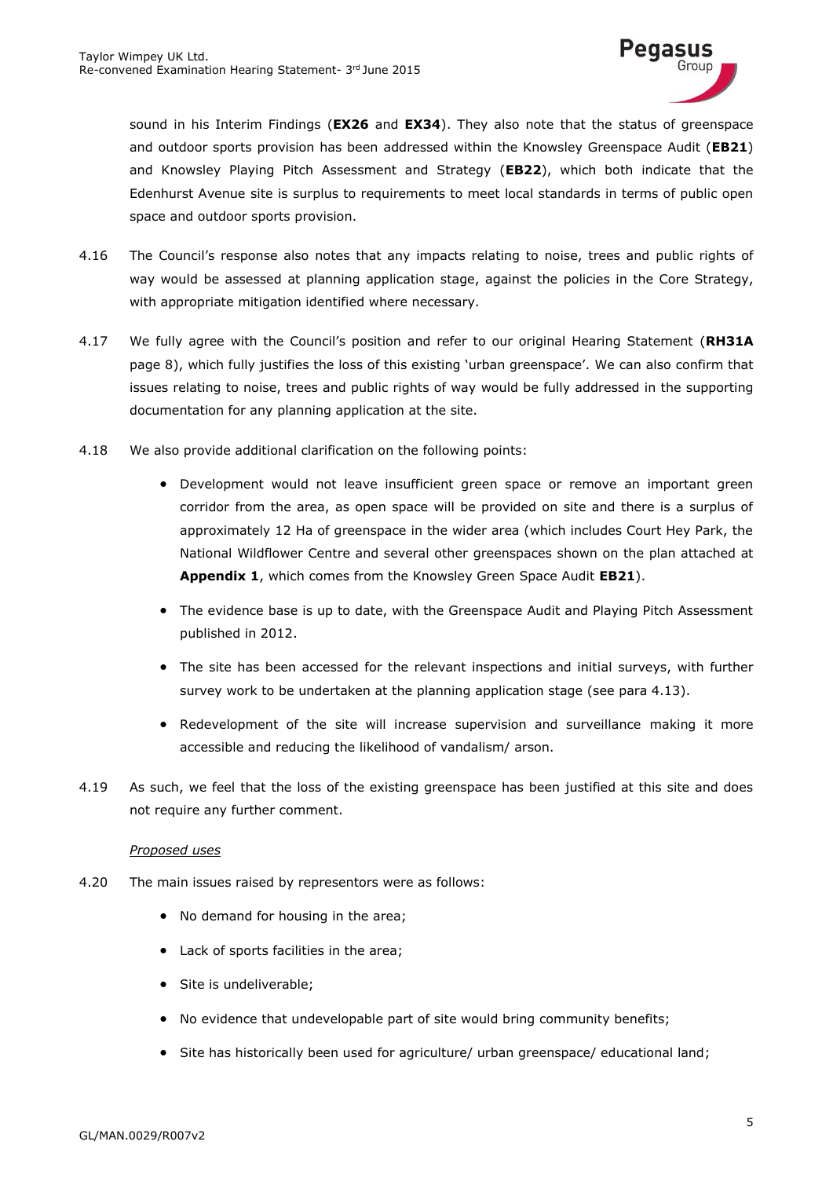sound in his Interim Findings (**EX26** and **EX34**). They also note that the status of greenspace and outdoor sports provision has been addressed within the Knowsley Greenspace Audit (**EB21**) and Knowsley Playing Pitch Assessment and Strategy (**EB22**), which both indicate that the Edenhurst Avenue site is surplus to requirements to meet local standards in terms of public open space and outdoor sports provision.

4.16 The Council's response also notes that any impacts relating to noise, trees and public rights of way would be assessed at planning application stage, against the policies in the Core Strategy, with appropriate mitigation identified where necessary.

4.17 We fully agree with the Council's position and refer to our original Hearing Statement (**RH31A** page 8), which fully justifies the loss of this existing 'urban greenspace'. We can also confirm that issues relating to noise, trees and public rights of way would be fully addressed in the supporting documentation for any planning application at the site.

4.18 We also provide additional clarification on the following points:

- Development would not leave insufficient green space or remove an important green corridor from the area, as open space will be provided on site and there is a surplus of approximately 12 Ha of greenspace in the wider area (which includes Court Hey Park, the National Wildflower Centre and several other greenspaces shown on the plan attached at **Appendix 1**, which comes from the Knowsley Green Space Audit **EB21**).
- The evidence base is up to date, with the Greenspace Audit and Playing Pitch Assessment published in 2012.
- The site has been accessed for the relevant inspections and initial surveys, with further survey work to be undertaken at the planning application stage (see para 4.13).
- Redevelopment of the site will increase supervision and surveillance making it more accessible and reducing the likelihood of vandalism/ arson.

4.19 As such, we feel that the loss of the existing greenspace has been justified at this site and does not require any further comment.

*Proposed uses*

4.20 The main issues raised by representors were as follows:

- No demand for housing in the area;
- Lack of sports facilities in the area;
- Site is undeliverable;
- No evidence that undevelopable part of site would bring community benefits;
- Site has historically been used for agriculture/ urban greenspace/ educational land;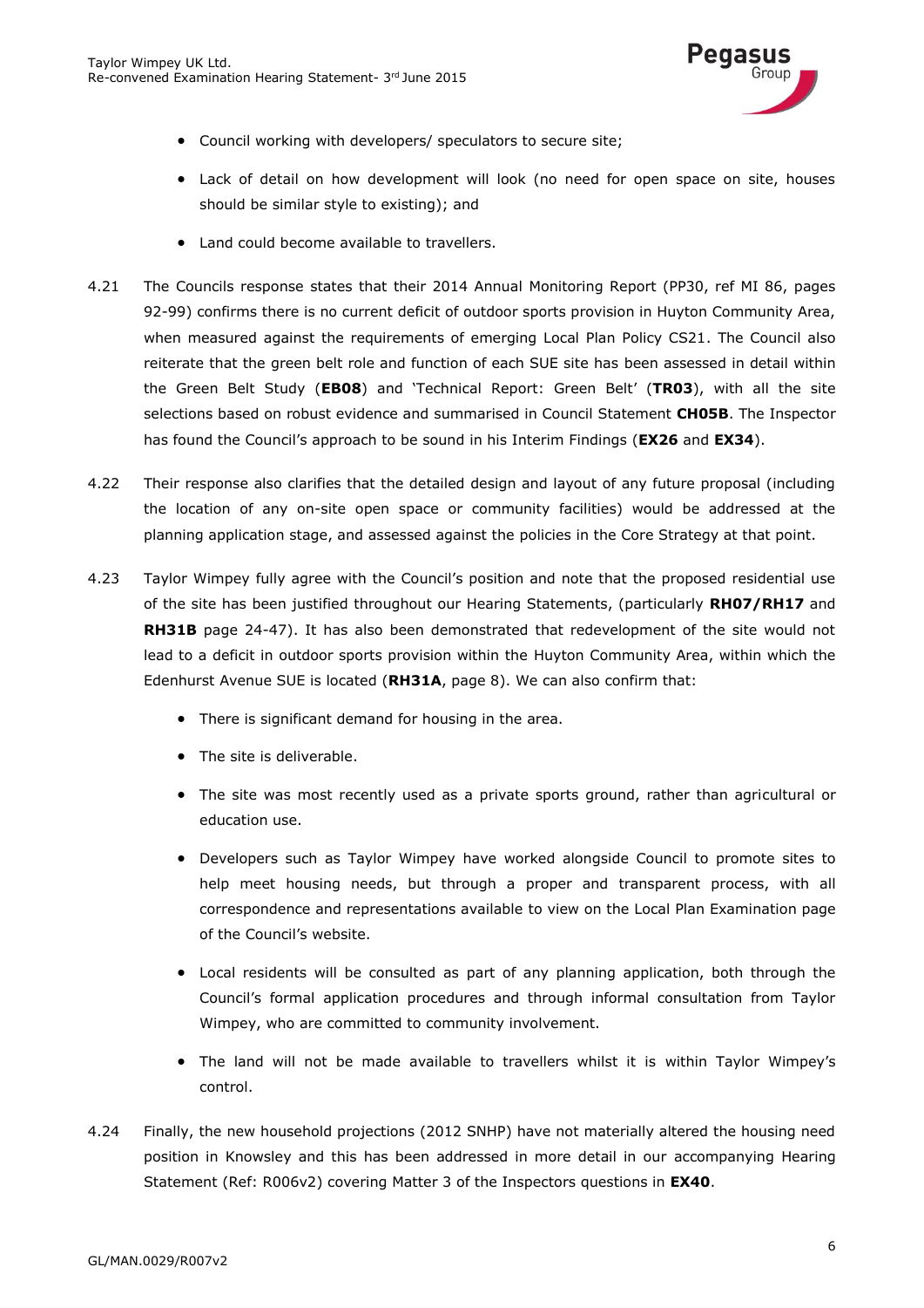- Council working with developers/ speculators to secure site;
- Lack of detail on how development will look (no need for open space on site, houses should be similar style to existing); and
- Land could become available to travellers.

4.21 The Councils response states that their 2014 Annual Monitoring Report (PP30, ref MI 86, pages 92-99) confirms there is no current deficit of outdoor sports provision in Huyton Community Area, when measured against the requirements of emerging Local Plan Policy CS21. The Council also reiterate that the green belt role and function of each SUE site has been assessed in detail within the Green Belt Study (**EB08**) and 'Technical Report: Green Belt' (**TR03**), with all the site selections based on robust evidence and summarised in Council Statement **CH05B**. The Inspector has found the Council's approach to be sound in his Interim Findings (**EX26** and **EX34**).

4.22 Their response also clarifies that the detailed design and layout of any future proposal (including the location of any on-site open space or community facilities) would be addressed at the planning application stage, and assessed against the policies in the Core Strategy at that point.

4.23 Taylor Wimpey fully agree with the Council's position and note that the proposed residential use of the site has been justified throughout our Hearing Statements, (particularly **RH07/RH17** and **RH31B** page 24-47). It has also been demonstrated that redevelopment of the site would not lead to a deficit in outdoor sports provision within the Huyton Community Area, within which the Edenhurst Avenue SUE is located (**RH31A**, page 8). We can also confirm that:

- There is significant demand for housing in the area.
- The site is deliverable.
- The site was most recently used as a private sports ground, rather than agricultural or education use.
- Developers such as Taylor Wimpey have worked alongside Council to promote sites to help meet housing needs, but through a proper and transparent process, with all correspondence and representations available to view on the Local Plan Examination page of the Council's website.
- Local residents will be consulted as part of any planning application, both through the Council's formal application procedures and through informal consultation from Taylor Wimpey, who are committed to community involvement.
- The land will not be made available to travellers whilst it is within Taylor Wimpey's control.

4.24 Finally, the new household projections (2012 SNHP) have not materially altered the housing need position in Knowsley and this has been addressed in more detail in our accompanying Hearing Statement (Ref: R006v2) covering Matter 3 of the Inspectors questions in **EX40**.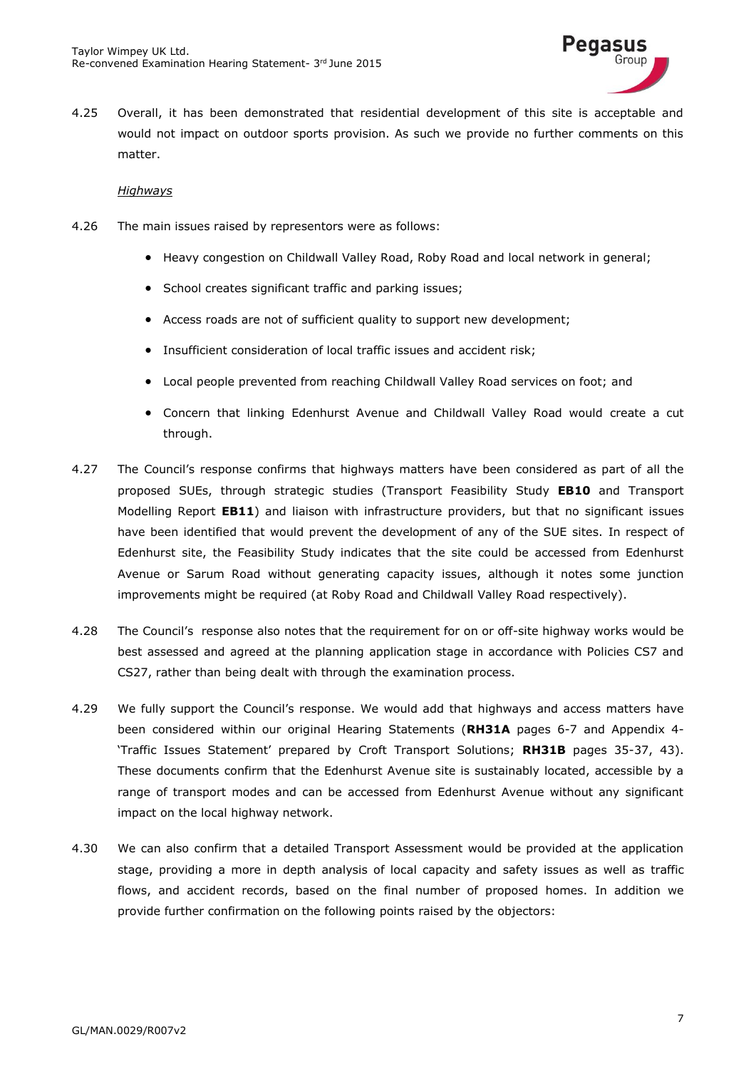4.25 Overall, it has been demonstrated that residential development of this site is acceptable and would not impact on outdoor sports provision. As such we provide no further comments on this matter.

*Highways*

4.26 The main issues raised by representors were as follows:

- Heavy congestion on Childwall Valley Road, Roby Road and local network in general;
- School creates significant traffic and parking issues;
- Access roads are not of sufficient quality to support new development;
- Insufficient consideration of local traffic issues and accident risk;
- Local people prevented from reaching Childwall Valley Road services on foot; and
- Concern that linking Edenhurst Avenue and Childwall Valley Road would create a cut through.

4.27 The Council's response confirms that highways matters have been considered as part of all the proposed SUEs, through strategic studies (Transport Feasibility Study **EB10** and Transport Modelling Report **EB11**) and liaison with infrastructure providers, but that no significant issues have been identified that would prevent the development of any of the SUE sites. In respect of Edenhurst site, the Feasibility Study indicates that the site could be accessed from Edenhurst Avenue or Sarum Road without generating capacity issues, although it notes some junction improvements might be required (at Roby Road and Childwall Valley Road respectively).

4.28 The Council's response also notes that the requirement for on or off-site highway works would be best assessed and agreed at the planning application stage in accordance with Policies CS7 and CS27, rather than being dealt with through the examination process.

4.29 We fully support the Council's response. We would add that highways and access matters have been considered within our original Hearing Statements (**RH31A** pages 6-7 and Appendix 4- 'Traffic Issues Statement' prepared by Croft Transport Solutions; **RH31B** pages 35-37, 43). These documents confirm that the Edenhurst Avenue site is sustainably located, accessible by a range of transport modes and can be accessed from Edenhurst Avenue without any significant impact on the local highway network.

4.30 We can also confirm that a detailed Transport Assessment would be provided at the application stage, providing a more in depth analysis of local capacity and safety issues as well as traffic flows, and accident records, based on the final number of proposed homes. In addition we provide further confirmation on the following points raised by the objectors: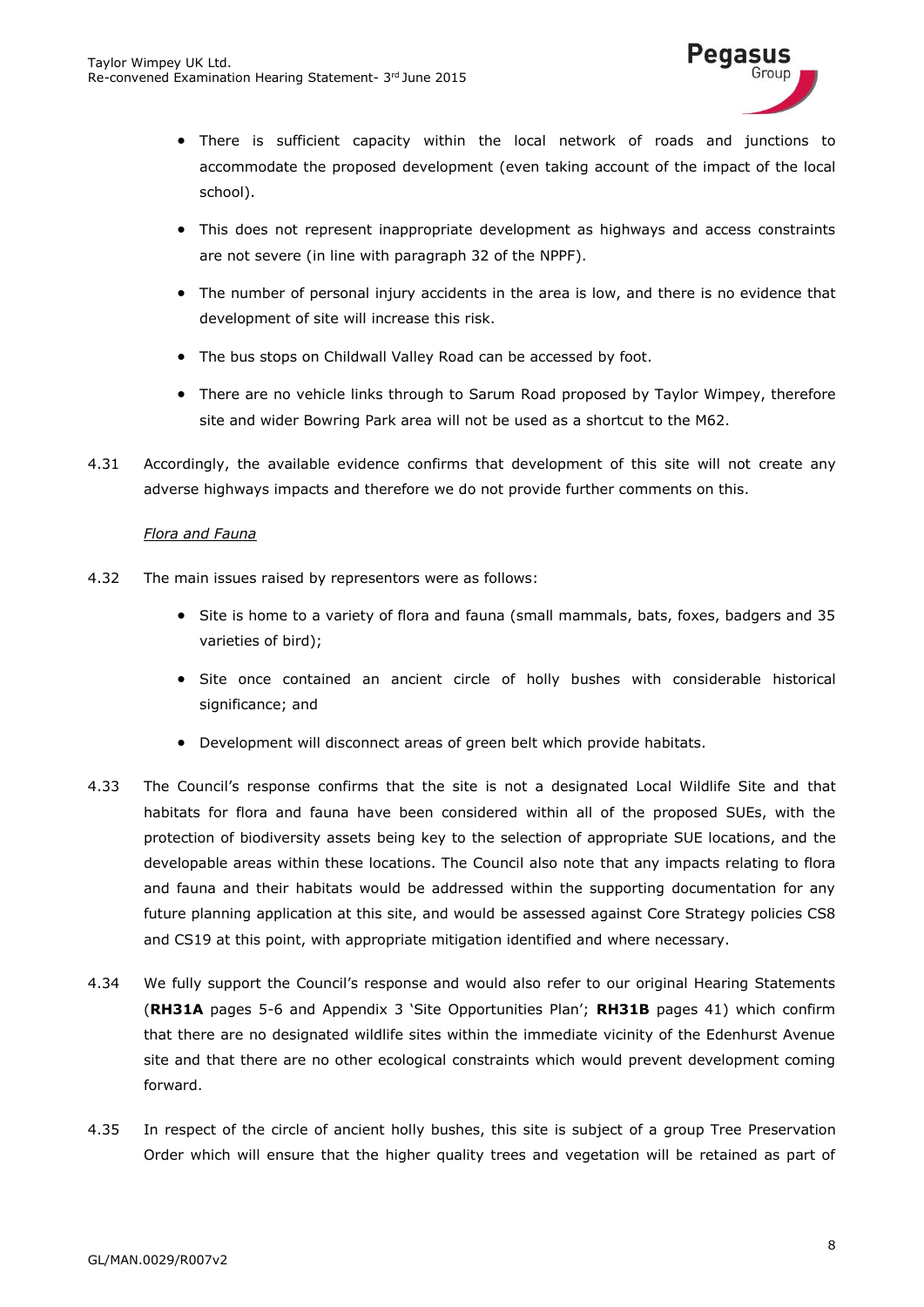- There is sufficient capacity within the local network of roads and junctions to accommodate the proposed development (even taking account of the impact of the local school).
- This does not represent inappropriate development as highways and access constraints are not severe (in line with paragraph 32 of the NPPF).
- The number of personal injury accidents in the area is low, and there is no evidence that development of site will increase this risk.
- The bus stops on Childwall Valley Road can be accessed by foot.
- There are no vehicle links through to Sarum Road proposed by Taylor Wimpey, therefore site and wider Bowring Park area will not be used as a shortcut to the M62.

4.31 Accordingly, the available evidence confirms that development of this site will not create any adverse highways impacts and therefore we do not provide further comments on this.

*Flora and Fauna*

4.32 The main issues raised by representors were as follows:

- Site is home to a variety of flora and fauna (small mammals, bats, foxes, badgers and 35 varieties of bird);
- Site once contained an ancient circle of holly bushes with considerable historical significance; and
- Development will disconnect areas of green belt which provide habitats.

4.33 The Council's response confirms that the site is not a designated Local Wildlife Site and that habitats for flora and fauna have been considered within all of the proposed SUEs, with the protection of biodiversity assets being key to the selection of appropriate SUE locations, and the developable areas within these locations. The Council also note that any impacts relating to flora and fauna and their habitats would be addressed within the supporting documentation for any future planning application at this site, and would be assessed against Core Strategy policies CS8 and CS19 at this point, with appropriate mitigation identified and where necessary.

4.34 We fully support the Council's response and would also refer to our original Hearing Statements (**RH31A** pages 5-6 and Appendix 3 'Site Opportunities Plan'; **RH31B** pages 41) which confirm that there are no designated wildlife sites within the immediate vicinity of the Edenhurst Avenue site and that there are no other ecological constraints which would prevent development coming forward.

4.35 In respect of the circle of ancient holly bushes, this site is subject of a group Tree Preservation Order which will ensure that the higher quality trees and vegetation will be retained as part of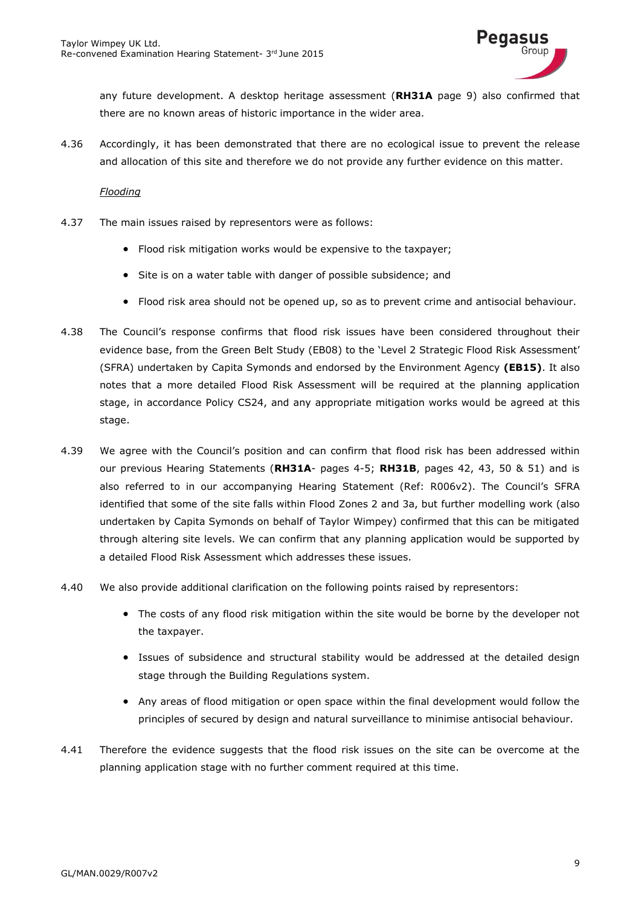any future development. A desktop heritage assessment (**RH31A** page 9) also confirmed that there are no known areas of historic importance in the wider area.

4.36 Accordingly, it has been demonstrated that there are no ecological issue to prevent the release and allocation of this site and therefore we do not provide any further evidence on this matter.

*Flooding*

4.37 The main issues raised by representors were as follows:

- Flood risk mitigation works would be expensive to the taxpayer;
- Site is on a water table with danger of possible subsidence; and
- Flood risk area should not be opened up, so as to prevent crime and antisocial behaviour.

4.38 The Council's response confirms that flood risk issues have been considered throughout their evidence base, from the Green Belt Study (EB08) to the 'Level 2 Strategic Flood Risk Assessment' (SFRA) undertaken by Capita Symonds and endorsed by the Environment Agency **(EB15)**. It also notes that a more detailed Flood Risk Assessment will be required at the planning application stage, in accordance Policy CS24, and any appropriate mitigation works would be agreed at this stage.

4.39 We agree with the Council's position and can confirm that flood risk has been addressed within our previous Hearing Statements (**RH31A**- pages 4-5; **RH31B**, pages 42, 43, 50 & 51) and is also referred to in our accompanying Hearing Statement (Ref: R006v2). The Council's SFRA identified that some of the site falls within Flood Zones 2 and 3a, but further modelling work (also undertaken by Capita Symonds on behalf of Taylor Wimpey) confirmed that this can be mitigated through altering site levels. We can confirm that any planning application would be supported by a detailed Flood Risk Assessment which addresses these issues.

4.40 We also provide additional clarification on the following points raised by representors:

- The costs of any flood risk mitigation within the site would be borne by the developer not the taxpayer.
- Issues of subsidence and structural stability would be addressed at the detailed design stage through the Building Regulations system.
- Any areas of flood mitigation or open space within the final development would follow the principles of secured by design and natural surveillance to minimise antisocial behaviour.

4.41 Therefore the evidence suggests that the flood risk issues on the site can be overcome at the planning application stage with no further comment required at this time.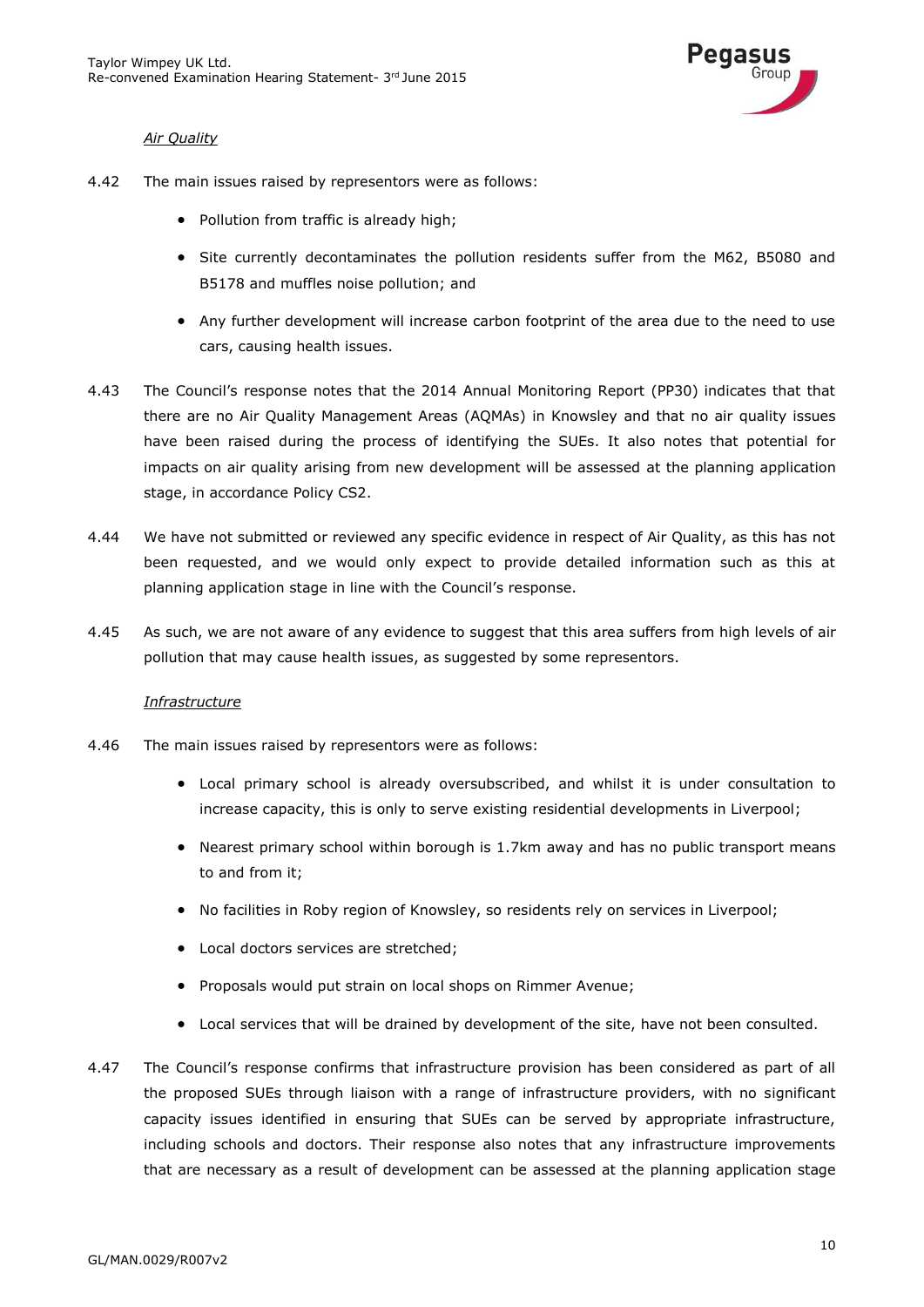*Air Quality*

4.42 The main issues raised by representors were as follows:

- Pollution from traffic is already high;
- Site currently decontaminates the pollution residents suffer from the M62, B5080 and B5178 and muffles noise pollution; and
- Any further development will increase carbon footprint of the area due to the need to use cars, causing health issues.

4.43 The Council's response notes that the 2014 Annual Monitoring Report (PP30) indicates that that there are no Air Quality Management Areas (AQMAs) in Knowsley and that no air quality issues have been raised during the process of identifying the SUEs. It also notes that potential for impacts on air quality arising from new development will be assessed at the planning application stage, in accordance Policy CS2.

4.44 We have not submitted or reviewed any specific evidence in respect of Air Quality, as this has not been requested, and we would only expect to provide detailed information such as this at planning application stage in line with the Council's response.

4.45 As such, we are not aware of any evidence to suggest that this area suffers from high levels of air pollution that may cause health issues, as suggested by some representors.

*Infrastructure*

4.46 The main issues raised by representors were as follows:

- Local primary school is already oversubscribed, and whilst it is under consultation to increase capacity, this is only to serve existing residential developments in Liverpool;
- Nearest primary school within borough is 1.7km away and has no public transport means to and from it;
- No facilities in Roby region of Knowsley, so residents rely on services in Liverpool;
- Local doctors services are stretched;
- Proposals would put strain on local shops on Rimmer Avenue;
- Local services that will be drained by development of the site, have not been consulted.

4.47 The Council's response confirms that infrastructure provision has been considered as part of all the proposed SUEs through liaison with a range of infrastructure providers, with no significant capacity issues identified in ensuring that SUEs can be served by appropriate infrastructure, including schools and doctors. Their response also notes that any infrastructure improvements that are necessary as a result of development can be assessed at the planning application stage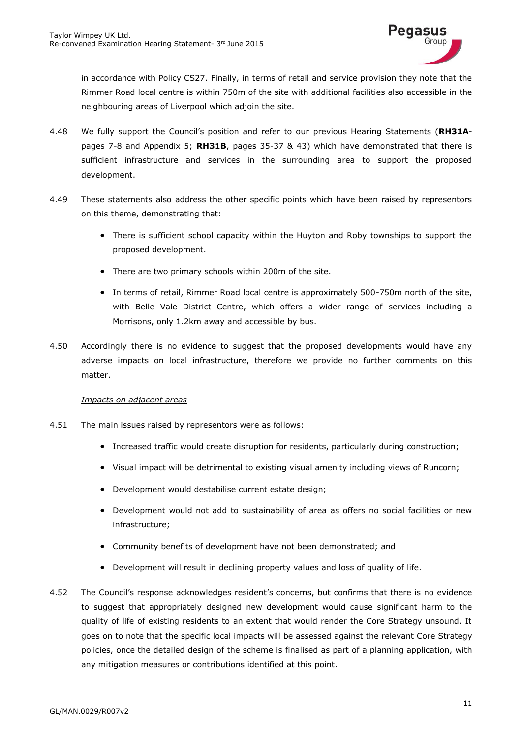in accordance with Policy CS27. Finally, in terms of retail and service provision they note that the Rimmer Road local centre is within 750m of the site with additional facilities also accessible in the neighbouring areas of Liverpool which adjoin the site.

4.48 We fully support the Council's position and refer to our previous Hearing Statements (**RH31A**- pages 7-8 and Appendix 5; **RH31B**, pages 35-37 & 43) which have demonstrated that there is sufficient infrastructure and services in the surrounding area to support the proposed development.

4.49 These statements also address the other specific points which have been raised by representors on this theme, demonstrating that:

- There is sufficient school capacity within the Huyton and Roby townships to support the proposed development.
- There are two primary schools within 200m of the site.
- In terms of retail, Rimmer Road local centre is approximately 500-750m north of the site, with Belle Vale District Centre, which offers a wider range of services including a Morrisons, only 1.2km away and accessible by bus.

4.50 Accordingly there is no evidence to suggest that the proposed developments would have any adverse impacts on local infrastructure, therefore we provide no further comments on this matter.

*Impacts on adjacent areas*

4.51 The main issues raised by representors were as follows:

- Increased traffic would create disruption for residents, particularly during construction;
- Visual impact will be detrimental to existing visual amenity including views of Runcorn;
- Development would destabilise current estate design;
- Development would not add to sustainability of area as offers no social facilities or new infrastructure;
- Community benefits of development have not been demonstrated; and
- Development will result in declining property values and loss of quality of life.

4.52 The Council's response acknowledges resident's concerns, but confirms that there is no evidence to suggest that appropriately designed new development would cause significant harm to the quality of life of existing residents to an extent that would render the Core Strategy unsound. It goes on to note that the specific local impacts will be assessed against the relevant Core Strategy policies, once the detailed design of the scheme is finalised as part of a planning application, with any mitigation measures or contributions identified at this point.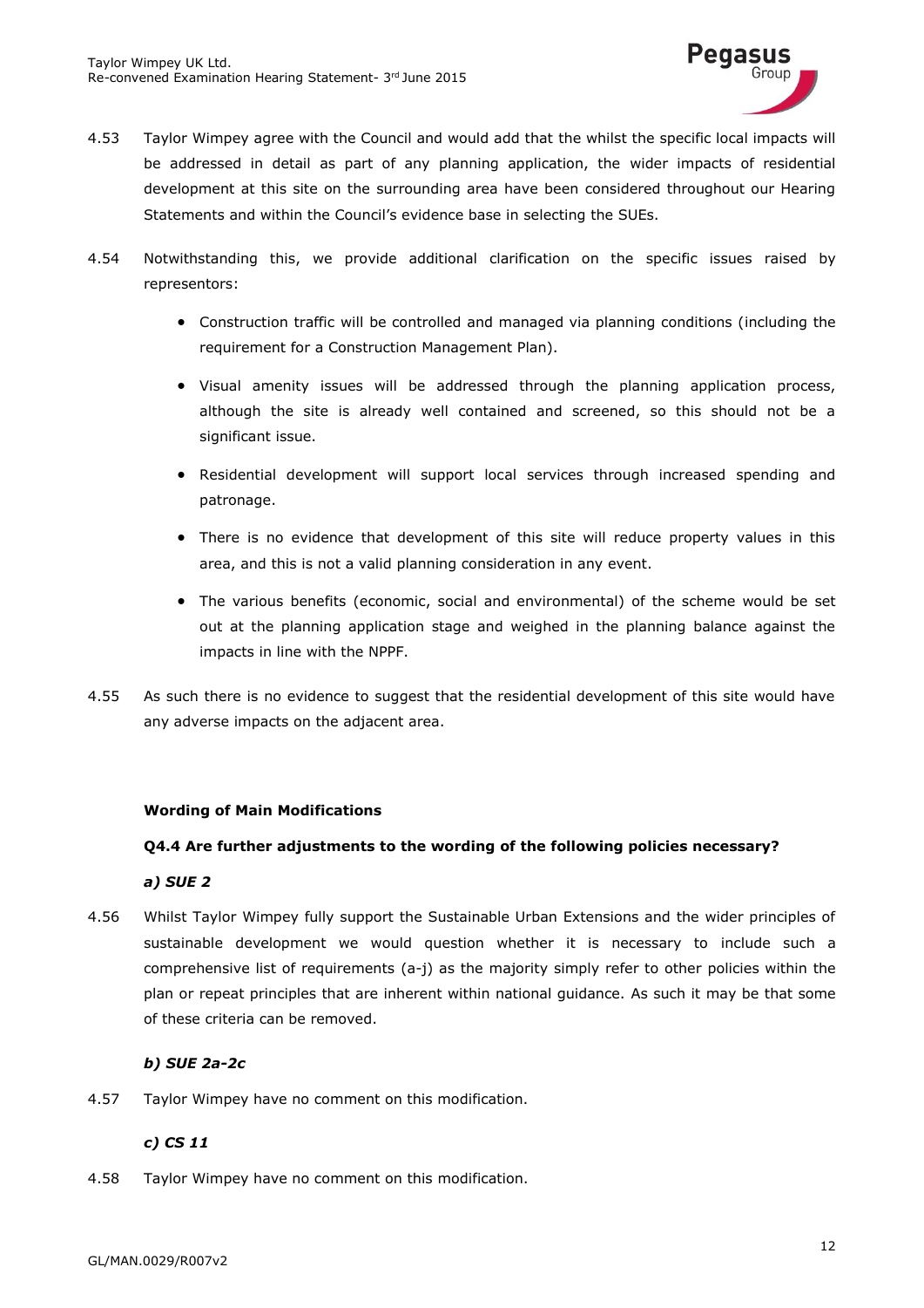4.53 Taylor Wimpey agree with the Council and would add that the whilst the specific local impacts will be addressed in detail as part of any planning application, the wider impacts of residential development at this site on the surrounding area have been considered throughout our Hearing Statements and within the Council's evidence base in selecting the SUEs.

4.54 Notwithstanding this, we provide additional clarification on the specific issues raised by representors:

- Construction traffic will be controlled and managed via planning conditions (including the requirement for a Construction Management Plan).
- Visual amenity issues will be addressed through the planning application process, although the site is already well contained and screened, so this should not be a significant issue.
- Residential development will support local services through increased spending and patronage.
- There is no evidence that development of this site will reduce property values in this area, and this is not a valid planning consideration in any event.
- The various benefits (economic, social and environmental) of the scheme would be set out at the planning application stage and weighed in the planning balance against the impacts in line with the NPPF.

4.55 As such there is no evidence to suggest that the residential development of this site would have any adverse impacts on the adjacent area.

**Wording of Main Modifications**

**Q4.4 Are further adjustments to the wording of the following policies necessary?**

***a) SUE 2***

4.56 Whilst Taylor Wimpey fully support the Sustainable Urban Extensions and the wider principles of sustainable development we would question whether it is necessary to include such a comprehensive list of requirements (a-j) as the majority simply refer to other policies within the plan or repeat principles that are inherent within national guidance. As such it may be that some of these criteria can be removed.

***b) SUE 2a-2c***

4.57 Taylor Wimpey have no comment on this modification.

***c) CS 11***

4.58 Taylor Wimpey have no comment on this modification.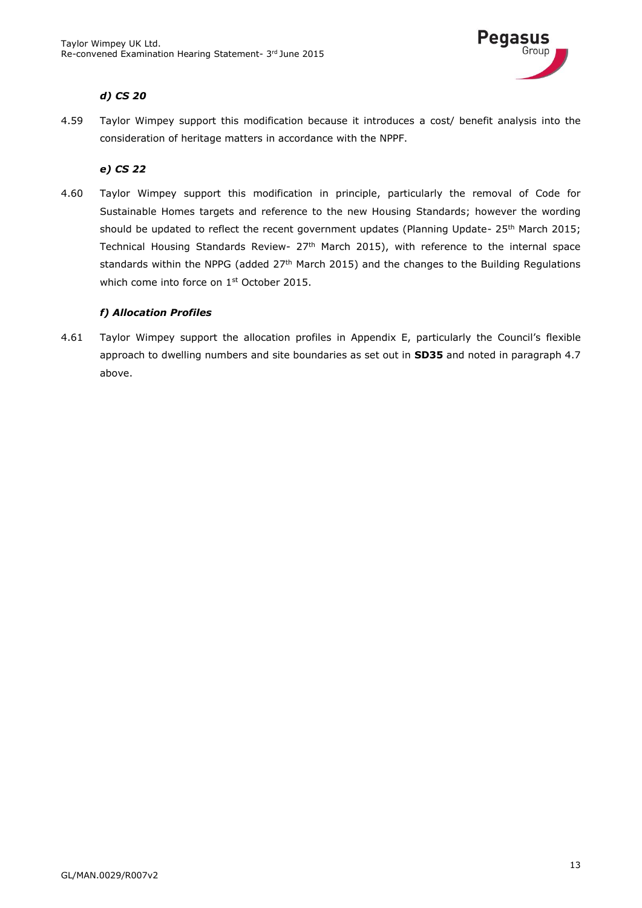#### *d) CS 20*

4.59 Taylor Wimpey support this modification because it introduces a cost/ benefit analysis into the consideration of heritage matters in accordance with the NPPF.

#### *e) CS 22*

4.60 Taylor Wimpey support this modification in principle, particularly the removal of Code for Sustainable Homes targets and reference to the new Housing Standards; however the wording should be updated to reflect the recent government updates (Planning Update- 25th March 2015; Technical Housing Standards Review- 27th March 2015), with reference to the internal space standards within the NPPG (added 27th March 2015) and the changes to the Building Regulations which come into force on 1st October 2015.

#### *f) Allocation Profiles*

4.61 Taylor Wimpey support the allocation profiles in Appendix E, particularly the Council's flexible approach to dwelling numbers and site boundaries as set out in **SD35** and noted in paragraph 4.7 above.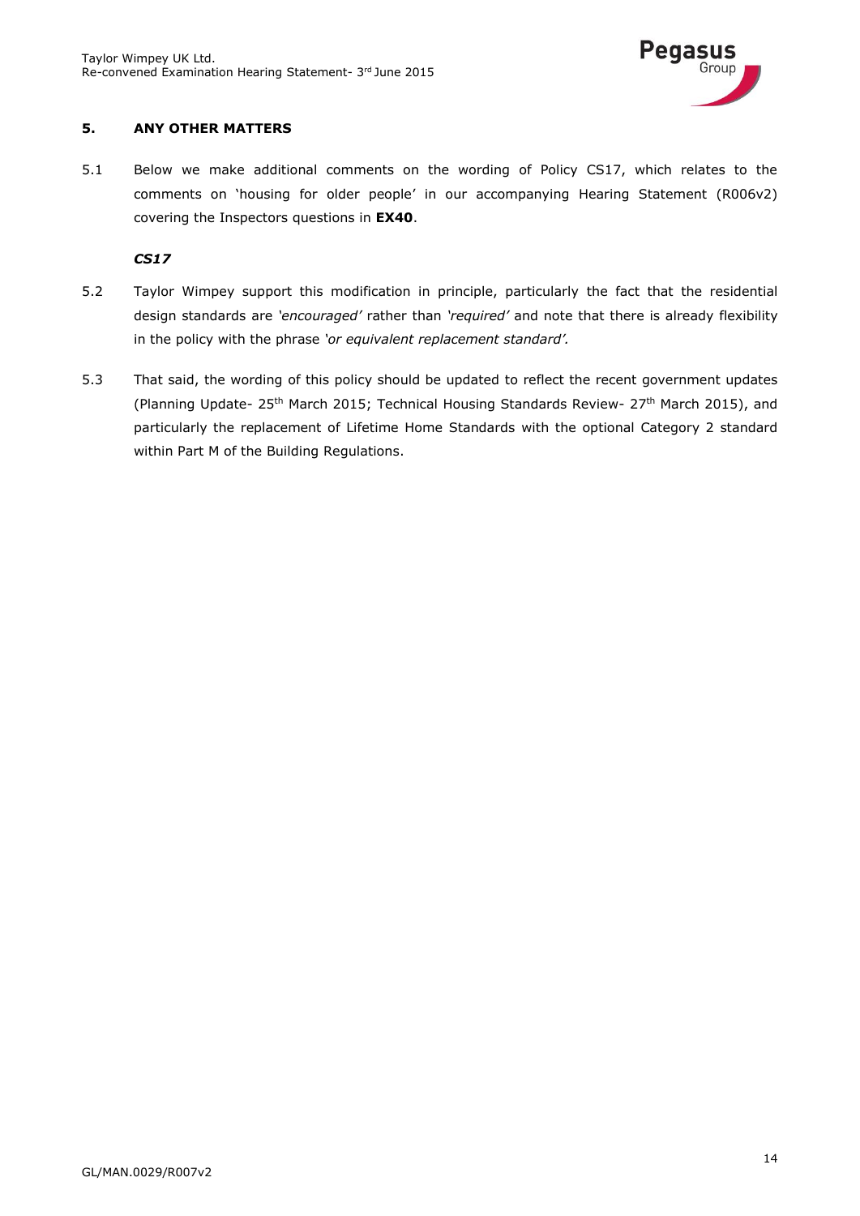## 5. ANY OTHER MATTERS

5.1 Below we make additional comments on the wording of Policy CS17, which relates to the comments on 'housing for older people' in our accompanying Hearing Statement (R006v2) covering the Inspectors questions in **EX40**.

***CS17***

5.2 Taylor Wimpey support this modification in principle, particularly the fact that the residential design standards are *'encouraged'* rather than *'required'* and note that there is already flexibility in the policy with the phrase *'or equivalent replacement standard'.*

5.3 That said, the wording of this policy should be updated to reflect the recent government updates (Planning Update- 25th March 2015; Technical Housing Standards Review- 27th March 2015), and particularly the replacement of Lifetime Home Standards with the optional Category 2 standard within Part M of the Building Regulations.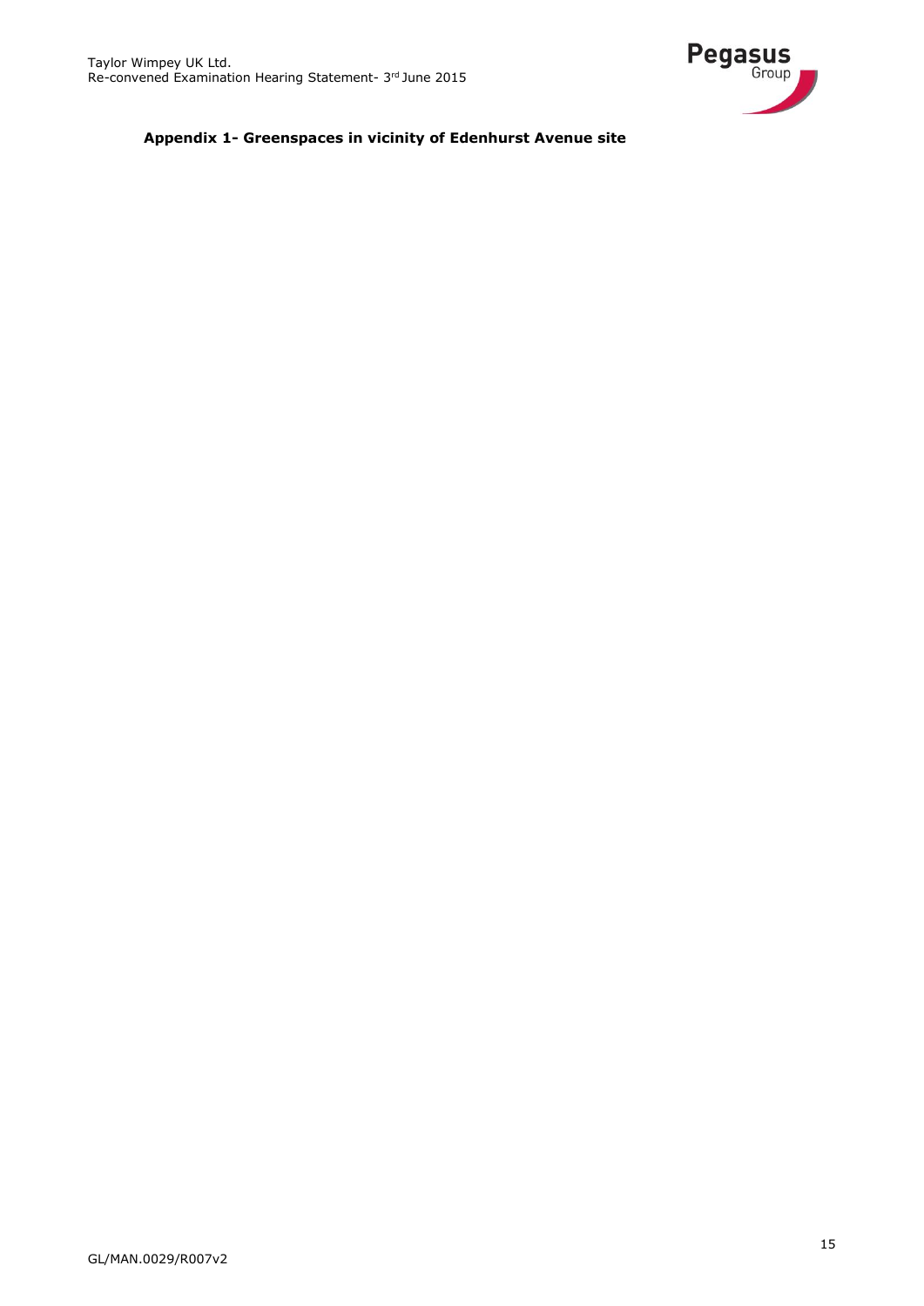**Appendix 1- Greenspaces in vicinity of Edenhurst Avenue site**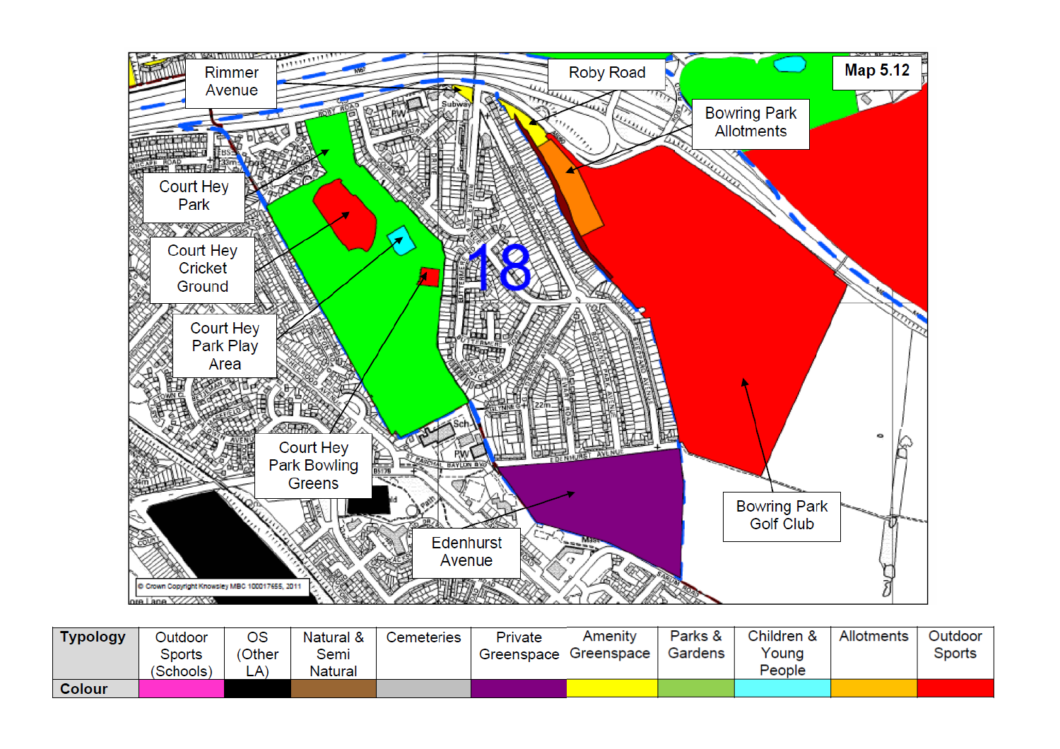Map 5.12

Rimmer Avenue

Roby Road

Bowring Park Allotments

Court Hey Park

Court Hey Cricket Ground

Court Hey Park Play Area

Court Hey Park Bowling Greens

Edenhurst Avenue

Bowring Park Golf Club

18

© Crown Copyright Knowsley MBC 100017655, 2011

| Typology | Outdoor Sports (Schools) | OS (Other LA) | Natural & Semi Natural | Cemeteries | Private Greenspace | Amenity Greenspace | Parks & Gardens | Children & Young People | Allotments | Outdoor Sports |
|---|---|---|---|---|---|---|---|---|---|---|
| Colour | | | | | | | | | | |